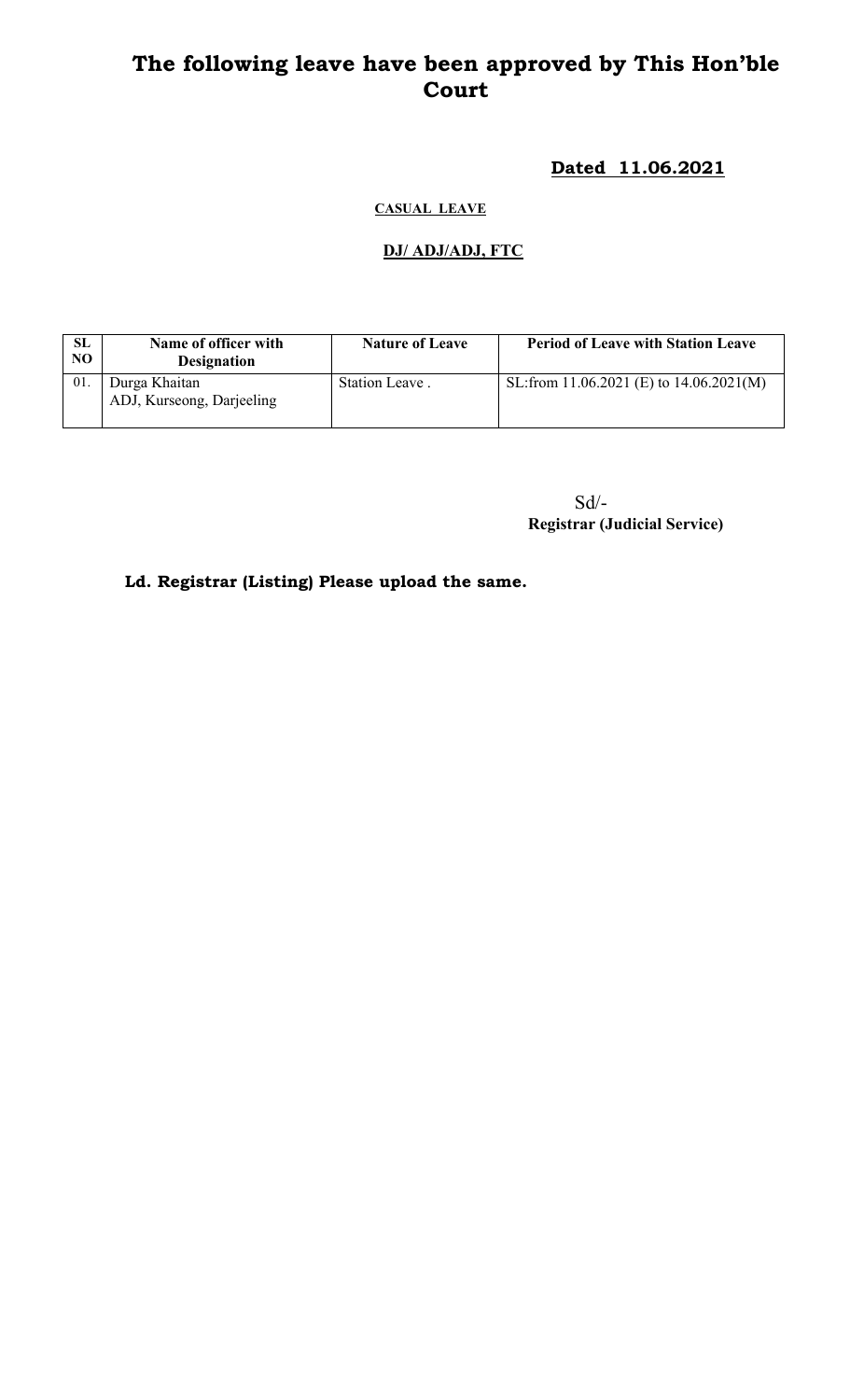# The following leave have been approved by This Hon'ble Court

**Dated 11.06.2021**

**CASUAL LEAVE**

**DJ/ ADJ/ADJ, FTC**

| SL NO | Name of officer with Designation | Nature of Leave | Period of Leave with Station Leave |
|---|---|---|---|
| 01. | Durga Khaitan<br>ADJ, Kurseong, Darjeeling | Station Leave . | SL:from 11.06.2021 (E) to 14.06.2021(M) |

Sd/-
**Registrar (Judicial Service)**

**Ld. Registrar (Listing) Please upload the same.**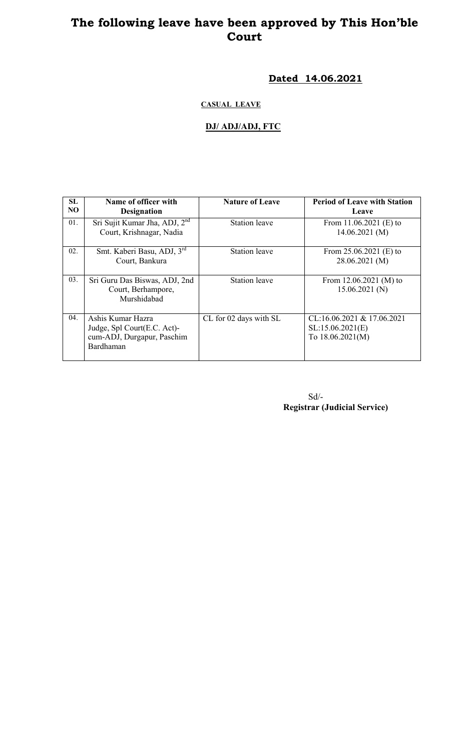# The following leave have been approved by This Hon'ble Court

**Dated 14.06.2021**

**CASUAL LEAVE**

**DJ/ ADJ/ADJ, FTC**

| SL NO | Name of officer with Designation | Nature of Leave | Period of Leave with Station Leave |
|---|---|---|---|
| 01. | Sri Sujit Kumar Jha, ADJ, 2nd Court, Krishnagar, Nadia | Station leave | From 11.06.2021 (E) to 14.06.2021 (M) |
| 02. | Smt. Kaberi Basu, ADJ, 3rd Court, Bankura | Station leave | From 25.06.2021 (E) to 28.06.2021 (M) |
| 03. | Sri Guru Das Biswas, ADJ, 2nd Court, Berhampore, Murshidabad | Station leave | From 12.06.2021 (M) to 15.06.2021 (N) |
| 04. | Ashis Kumar Hazra Judge, Spl Court(E.C. Act)-cum-ADJ, Durgapur, Paschim Bardhaman | CL for 02 days with SL | CL:16.06.2021 & 17.06.2021 SL:15.06.2021(E) To 18.06.2021(M) |

Sd/-

**Registrar (Judicial Service)**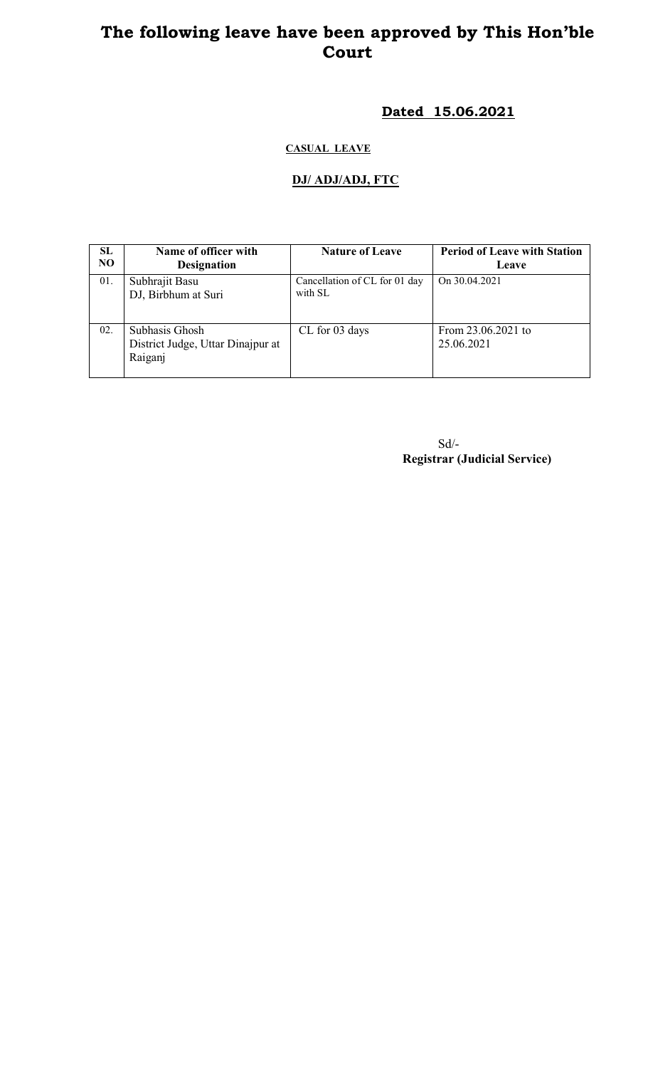# The following leave have been approved by This Hon'ble Court

## Dated 15.06.2021

**CASUAL LEAVE**

**DJ/ ADJ/ADJ, FTC**

| SL NO | Name of officer with Designation | Nature of Leave | Period of Leave with Station Leave |
|---|---|---|---|
| 01. | Subhrajit Basu<br>DJ, Birbhum at Suri | Cancellation of CL for 01 day with SL | On 30.04.2021 |
| 02. | Subhasis Ghosh<br>District Judge, Uttar Dinajpur at Raiganj | CL for 03 days | From 23.06.2021 to 25.06.2021 |

Sd/-
**Registrar (Judicial Service)**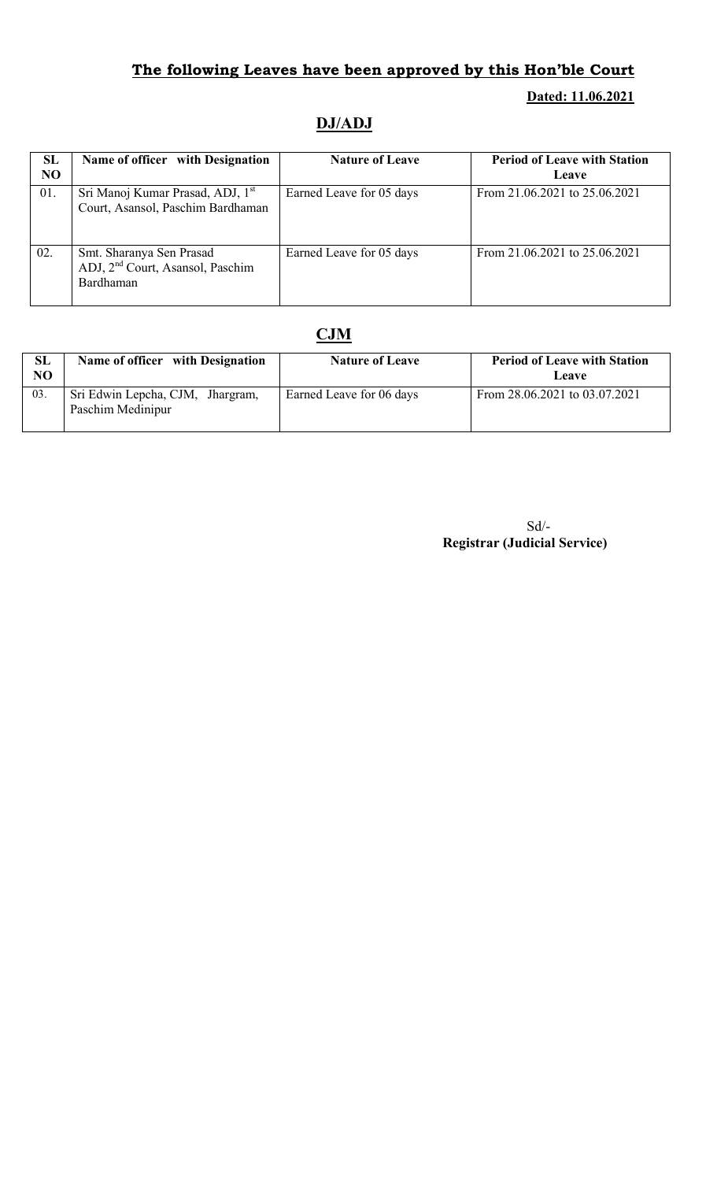## The following Leaves have been approved by this Hon'ble Court

**Dated: 11.06.2021**

## DJ/ADJ

| SL NO | Name of officer with Designation | Nature of Leave | Period of Leave with Station Leave |
|---|---|---|---|
| 01. | Sri Manoj Kumar Prasad, ADJ, 1st Court, Asansol, Paschim Bardhaman | Earned Leave for 05 days | From 21.06.2021 to 25.06.2021 |
| 02. | Smt. Sharanya Sen Prasad ADJ, 2nd Court, Asansol, Paschim Bardhaman | Earned Leave for 05 days | From 21.06.2021 to 25.06.2021 |

## CJM

| SL NO | Name of officer with Designation | Nature of Leave | Period of Leave with Station Leave |
|---|---|---|---|
| 03. | Sri Edwin Lepcha, CJM, Jhargram, Paschim Medinipur | Earned Leave for 06 days | From 28.06.2021 to 03.07.2021 |

Sd/-
**Registrar (Judicial Service)**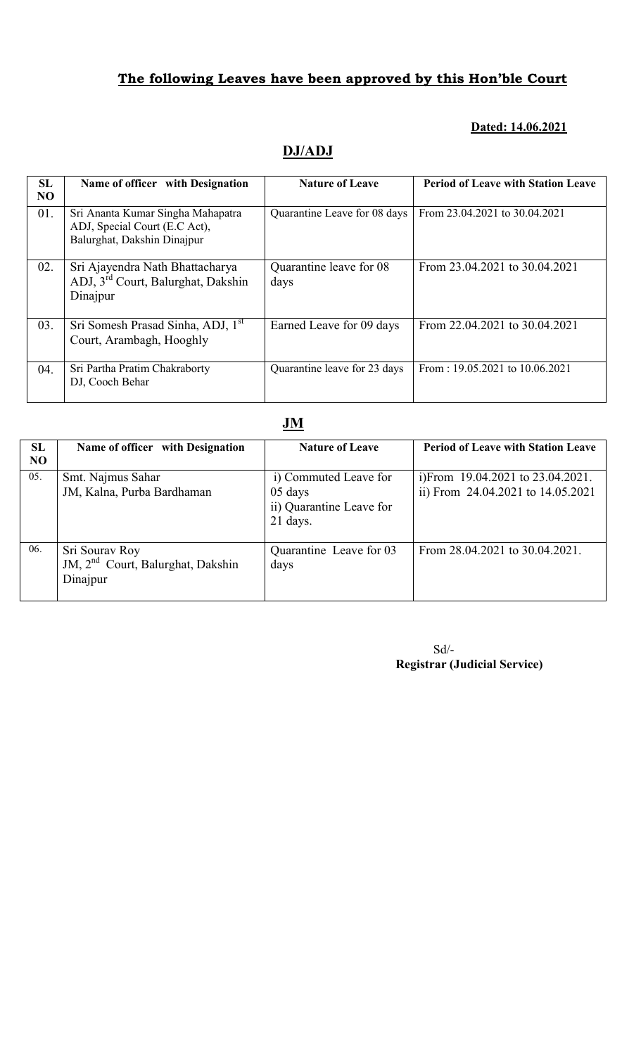## **The following Leaves have been approved by this Hon'ble Court**

**Dated: 14.06.2021**

### **DJ/ADJ**

| SL NO | Name of officer with Designation | Nature of Leave | Period of Leave with Station Leave |
|---|---|---|---|
| 01. | Sri Ananta Kumar Singha Mahapatra ADJ, Special Court (E.C Act), Balurghat, Dakshin Dinajpur | Quarantine Leave for 08 days | From 23.04.2021 to 30.04.2021 |
| 02. | Sri Ajayendra Nath Bhattacharya ADJ, 3rd Court, Balurghat, Dakshin Dinajpur | Quarantine leave for 08 days | From 23.04.2021 to 30.04.2021 |
| 03. | Sri Somesh Prasad Sinha, ADJ, 1st Court, Arambagh, Hooghly | Earned Leave for 09 days | From 22.04.2021 to 30.04.2021 |
| 04. | Sri Partha Pratim Chakraborty DJ, Cooch Behar | Quarantine leave for 23 days | From : 19.05.2021 to 10.06.2021 |

### **JM**

| SL NO | Name of officer with Designation | Nature of Leave | Period of Leave with Station Leave |
|---|---|---|---|
| 05. | Smt. Najmus Sahar JM, Kalna, Purba Bardhaman | i) Commuted Leave for 05 days ii) Quarantine Leave for 21 days. | i)From 19.04.2021 to 23.04.2021. ii) From 24.04.2021 to 14.05.2021 |
| 06. | Sri Sourav Roy JM, 2nd Court, Balurghat, Dakshin Dinajpur | Quarantine Leave for 03 days | From 28.04.2021 to 30.04.2021. |

Sd/-
**Registrar (Judicial Service)**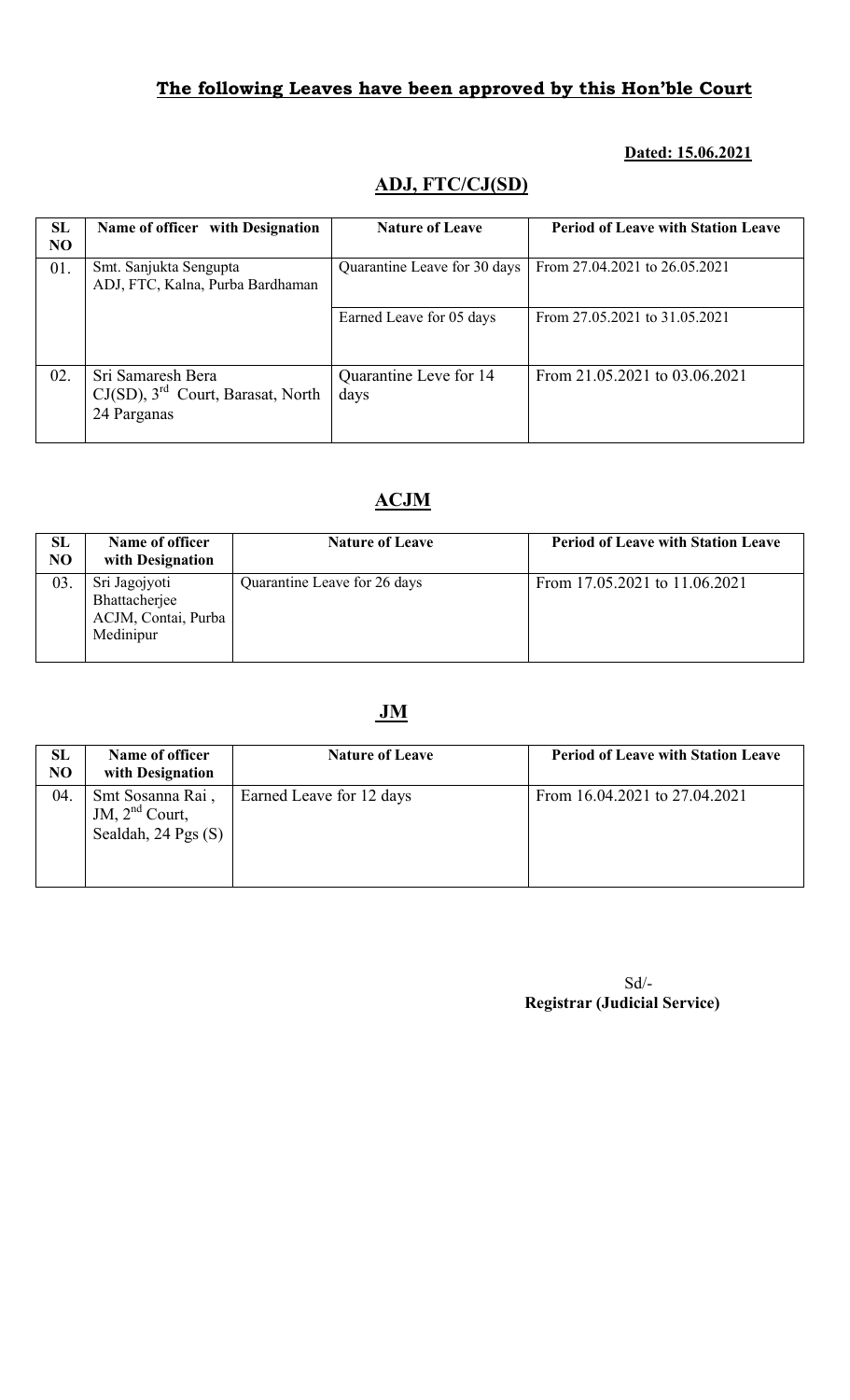## The following Leaves have been approved by this Hon'ble Court

**Dated: 15.06.2021**

### ADJ, FTC/CJ(SD)

| SL NO | Name of officer with Designation | Nature of Leave | Period of Leave with Station Leave |
|---|---|---|---|
| 01. | Smt. Sanjukta Sengupta ADJ, FTC, Kalna, Purba Bardhaman | Quarantine Leave for 30 days | From 27.04.2021 to 26.05.2021 |
| | | Earned Leave for 05 days | From 27.05.2021 to 31.05.2021 |
| 02. | Sri Samaresh Bera CJ(SD), 3rd Court, Barasat, North 24 Parganas | Quarantine Leve for 14 days | From 21.05.2021 to 03.06.2021 |

### ACJM

| SL NO | Name of officer with Designation | Nature of Leave | Period of Leave with Station Leave |
|---|---|---|---|
| 03. | Sri Jagojyoti Bhattacherjee ACJM, Contai, Purba Medinipur | Quarantine Leave for 26 days | From 17.05.2021 to 11.06.2021 |

### JM

| SL NO | Name of officer with Designation | Nature of Leave | Period of Leave with Station Leave |
|---|---|---|---|
| 04. | Smt Sosanna Rai , JM, 2nd Court, Sealdah, 24 Pgs (S) | Earned Leave for 12 days | From 16.04.2021 to 27.04.2021 |

Sd/-
**Registrar (Judicial Service)**